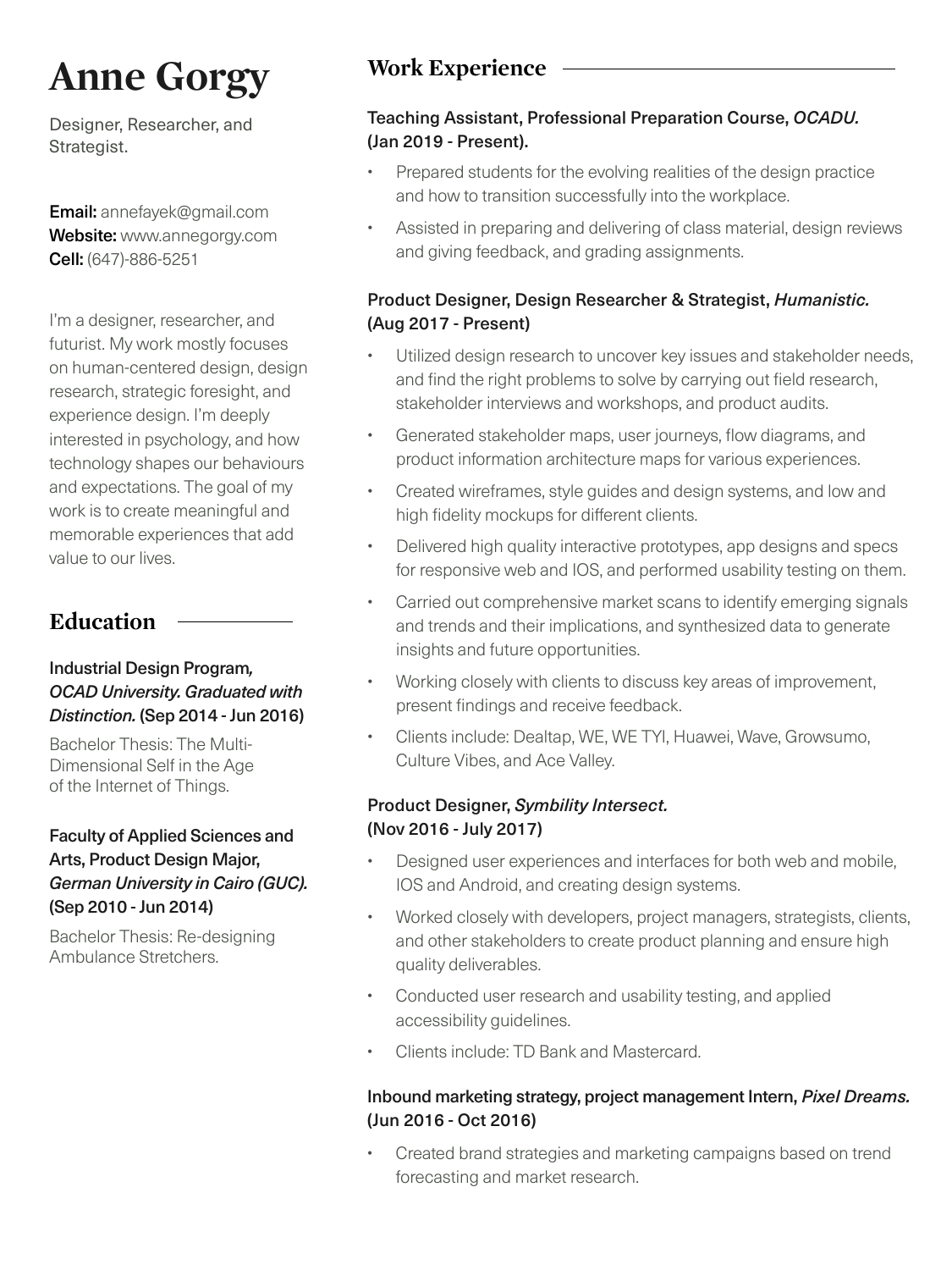# Anne Gorgy

Designer, Researcher, and Strategist.

**Email:** annefayek@gmail.com
**Website:** www.annegorgy.com
**Cell:** (647)-886-5251

I'm a designer, researcher, and futurist. My work mostly focuses on human-centered design, design research, strategic foresight, and experience design. I'm deeply interested in psychology, and how technology shapes our behaviours and expectations. The goal of my work is to create meaningful and memorable experiences that add value to our lives.

## Education

**Industrial Design Program*, OCAD University. Graduated with Distinction.* (Sep 2014 - Jun 2016)**

Bachelor Thesis: The Multi-Dimensional Self in the Age of the Internet of Things.

**Faculty of Applied Sciences and Arts, Product Design Major, *German University in Cairo (GUC).* (Sep 2010 - Jun 2014)**

Bachelor Thesis: Re-designing Ambulance Stretchers.

## Work Experience

**Teaching Assistant, Professional Preparation Course, *OCADU.* (Jan 2019 - Present).**

- Prepared students for the evolving realities of the design practice and how to transition successfully into the workplace.
- Assisted in preparing and delivering of class material, design reviews and giving feedback, and grading assignments.

**Product Designer, Design Researcher & Strategist, *Humanistic.* (Aug 2017 - Present)**

- Utilized design research to uncover key issues and stakeholder needs, and find the right problems to solve by carrying out field research, stakeholder interviews and workshops, and product audits.
- Generated stakeholder maps, user journeys, flow diagrams, and product information architecture maps for various experiences.
- Created wireframes, style guides and design systems, and low and high fidelity mockups for different clients.
- Delivered high quality interactive prototypes, app designs and specs for responsive web and IOS, and performed usability testing on them.
- Carried out comprehensive market scans to identify emerging signals and trends and their implications, and synthesized data to generate insights and future opportunities.
- Working closely with clients to discuss key areas of improvement, present findings and receive feedback.
- Clients include: Dealtap, WE, WE TYI, Huawei, Wave, Growsumo, Culture Vibes, and Ace Valley.

**Product Designer, *Symbility Intersect.* (Nov 2016 - July 2017)**

- Designed user experiences and interfaces for both web and mobile, IOS and Android, and creating design systems.
- Worked closely with developers, project managers, strategists, clients, and other stakeholders to create product planning and ensure high quality deliverables.
- Conducted user research and usability testing, and applied accessibility guidelines.
- Clients include: TD Bank and Mastercard.

**Inbound marketing strategy, project management Intern, *Pixel Dreams.* (Jun 2016 - Oct 2016)**

- Created brand strategies and marketing campaigns based on trend forecasting and market research.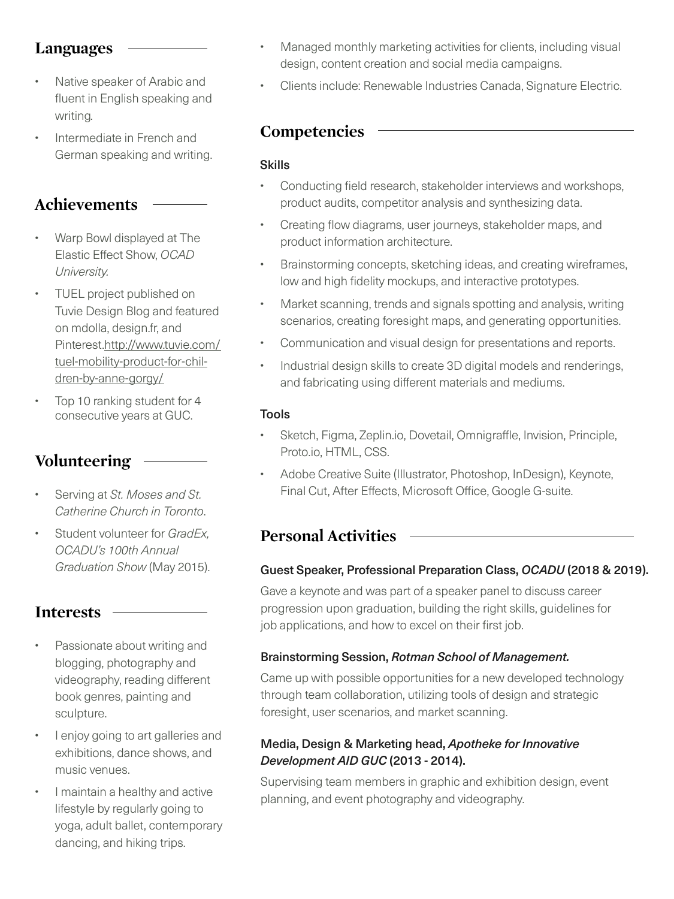## Languages

- Native speaker of Arabic and fluent in English speaking and writing.
- Intermediate in French and German speaking and writing.

## Achievements

- Warp Bowl displayed at The Elastic Effect Show, *OCAD University.*
- TUEL project published on Tuvie Design Blog and featured on mdolla, design.fr, and Pinterest.http://www.tuvie.com/tuel-mobility-product-for-children-by-anne-gorgy/
- Top 10 ranking student for 4 consecutive years at GUC.

## Volunteering

- Serving at *St. Moses and St. Catherine Church in Toronto*.
- Student volunteer for *GradEx, OCADU's 100th Annual Graduation Show* (May 2015).

## Interests

- Passionate about writing and blogging, photography and videography, reading different book genres, painting and sculpture.
- I enjoy going to art galleries and exhibitions, dance shows, and music venues.
- I maintain a healthy and active lifestyle by regularly going to yoga, adult ballet, contemporary dancing, and hiking trips.

---

- Managed monthly marketing activities for clients, including visual design, content creation and social media campaigns.
- Clients include: Renewable Industries Canada, Signature Electric.

## Competencies

### Skills

- Conducting field research, stakeholder interviews and workshops, product audits, competitor analysis and synthesizing data.
- Creating flow diagrams, user journeys, stakeholder maps, and product information architecture.
- Brainstorming concepts, sketching ideas, and creating wireframes, low and high fidelity mockups, and interactive prototypes.
- Market scanning, trends and signals spotting and analysis, writing scenarios, creating foresight maps, and generating opportunities.
- Communication and visual design for presentations and reports.
- Industrial design skills to create 3D digital models and renderings, and fabricating using different materials and mediums.

### Tools

- Sketch, Figma, Zeplin.io, Dovetail, Omnigraffle, Invision, Principle, Proto.io, HTML, CSS.
- Adobe Creative Suite (Illustrator, Photoshop, InDesign), Keynote, Final Cut, After Effects, Microsoft Office, Google G-suite.

## Personal Activities

**Guest Speaker, Professional Preparation Class, *OCADU* (2018 & 2019).**

Gave a keynote and was part of a speaker panel to discuss career progression upon graduation, building the right skills, guidelines for job applications, and how to excel on their first job.

**Brainstorming Session, *Rotman School of Management.***

Came up with possible opportunities for a new developed technology through team collaboration, utilizing tools of design and strategic foresight, user scenarios, and market scanning.

**Media, Design & Marketing head, *Apotheke for Innovative Development AID GUC* (2013 - 2014).**

Supervising team members in graphic and exhibition design, event planning, and event photography and videography.